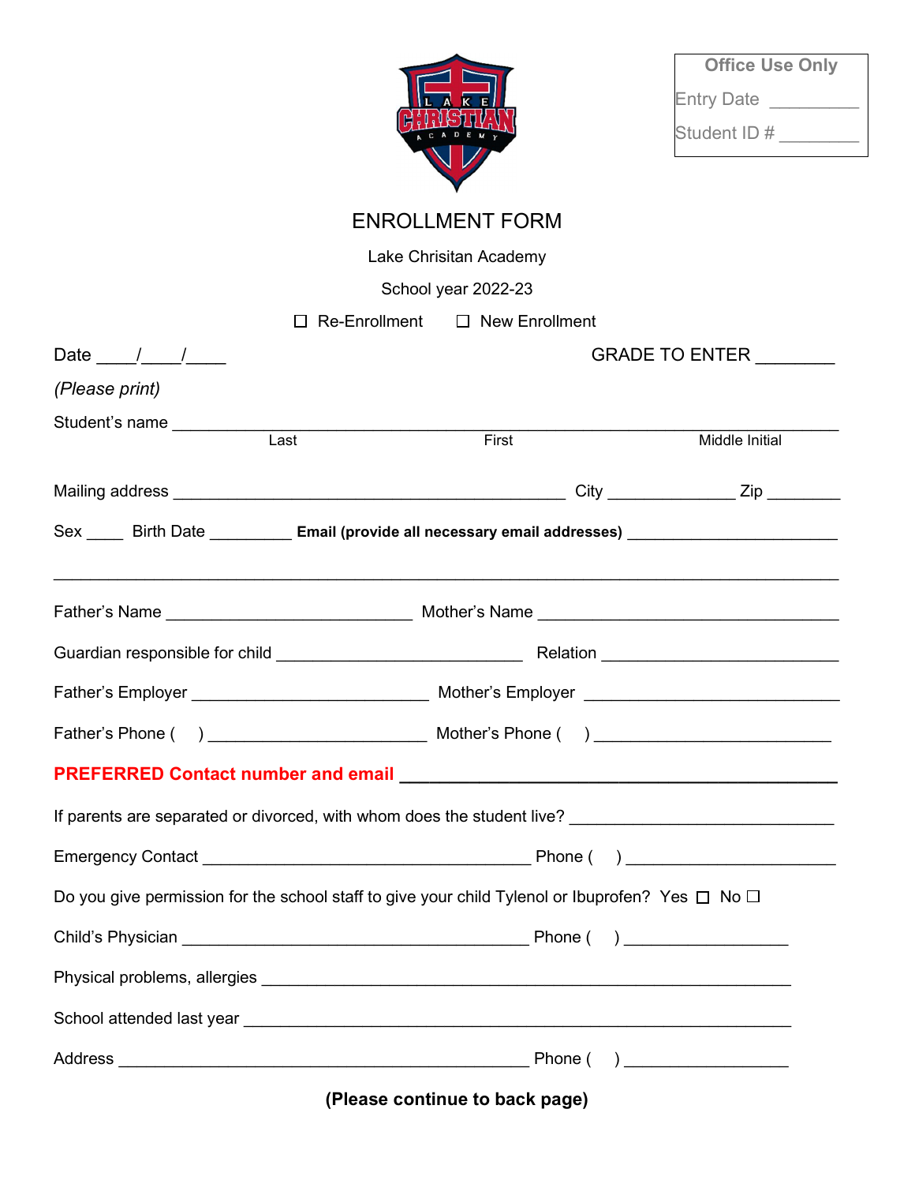**Office Use Only**

Entry Date __________

Student ID # _________

# ENROLLMENT FORM

Lake Chrisitan Academy

School year 2022-23

☐ Re-Enrollment ☐ New Enrollment

Date ____/____/____ GRADE TO ENTER ________

*(Please print)*

Student's name ______________________________________________________________________

Last First Middle Initial

Mailing address _____________________________________________ City ______________ Zip ________

Sex ____ Birth Date _________ **Email (provide all necessary email addresses)** _______________________

_________________________________________________________________________________

Father's Name ___________________________ Mother's Name ______________________________

Guardian responsible for child ___________________________ Relation _________________________

Father's Employer __________________________ Mother's Employer ____________________________

Father's Phone (   ) ________________________ Mother's Phone (   ) __________________________

**PREFERRED Contact number and email** _________________________________________

If parents are separated or divorced, with whom does the student live? ______________________________

Emergency Contact _____________________________________ Phone (   ) _______________________

Do you give permission for the school staff to give your child Tylenol or Ibuprofen? Yes ☐ No ☐

Child's Physician _______________________________________ Phone (   ) __________________

Physical problems, allergies ___________________________________________________________

School attended last year ____________________________________________________________

Address _______________________________________________ Phone (   ) __________________

**(Please continue to back page)**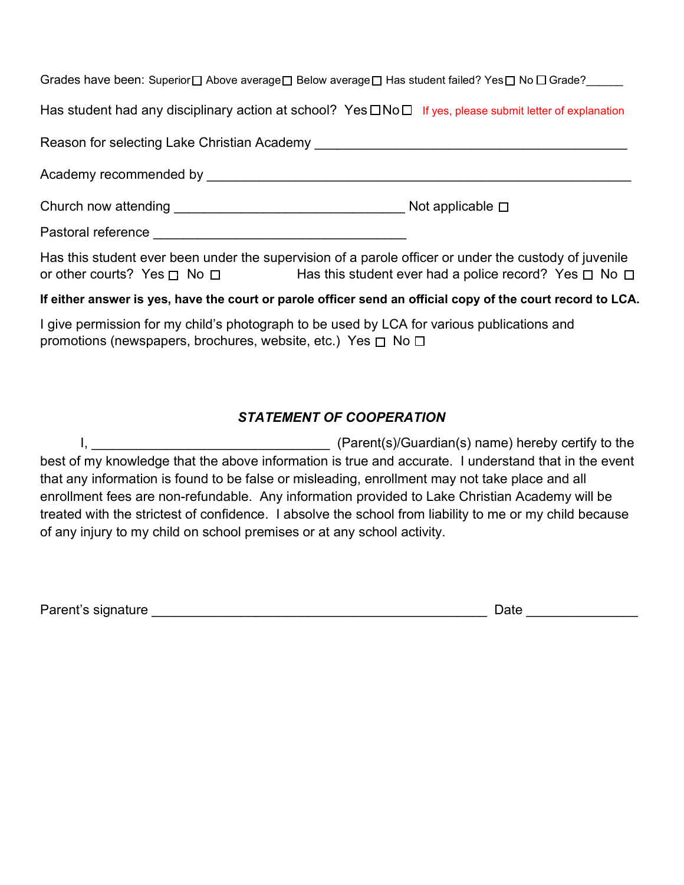Grades have been: Superior ☐ Above average ☐ Below average ☐ Has student failed? Yes ☐ No ☐ Grade?______

Has student had any disciplinary action at school? Yes ☐ No ☐ If yes, please submit letter of explanation

Reason for selecting Lake Christian Academy ____________________________________________

Academy recommended by ____________________________________________________________

Church now attending ________________________________ Not applicable ☐

Pastoral reference ___________________________________

Has this student ever been under the supervision of a parole officer or under the custody of juvenile or other courts? Yes ☐ No ☐ Has this student ever had a police record? Yes ☐ No ☐

**If either answer is yes, have the court or parole officer send an official copy of the court record to LCA.**

I give permission for my child's photograph to be used by LCA for various publications and promotions (newspapers, brochures, website, etc.) Yes ☐ No ☐

### *STATEMENT OF COOPERATION*

I, _________________________________ (Parent(s)/Guardian(s) name) hereby certify to the best of my knowledge that the above information is true and accurate. I understand that in the event that any information is found to be false or misleading, enrollment may not take place and all enrollment fees are non-refundable. Any information provided to Lake Christian Academy will be treated with the strictest of confidence. I absolve the school from liability to me or my child because of any injury to my child on school premises or at any school activity.

Parent's signature _______________________________________________ Date _______________